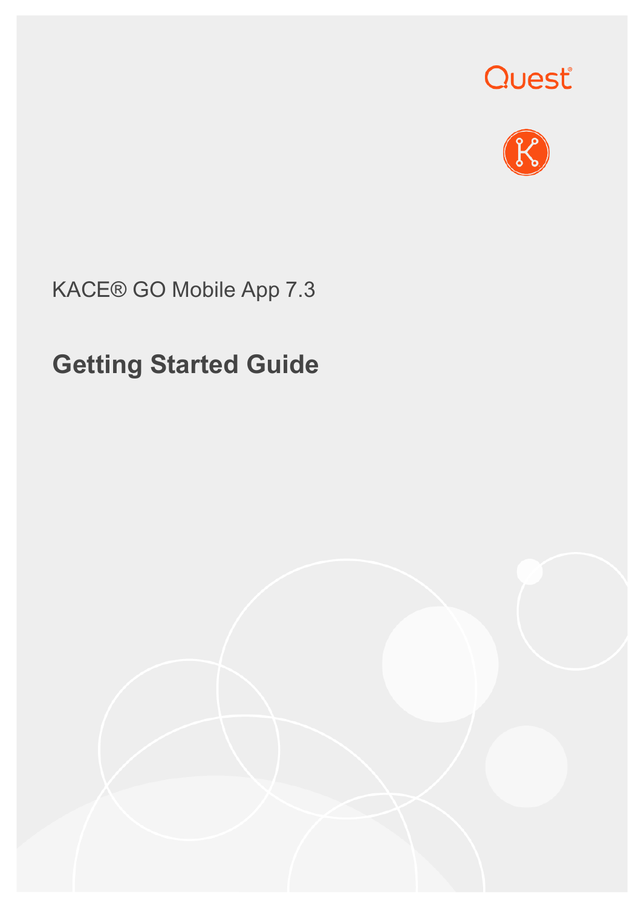Quest

KACE® GO Mobile App 7.3

# Getting Started Guide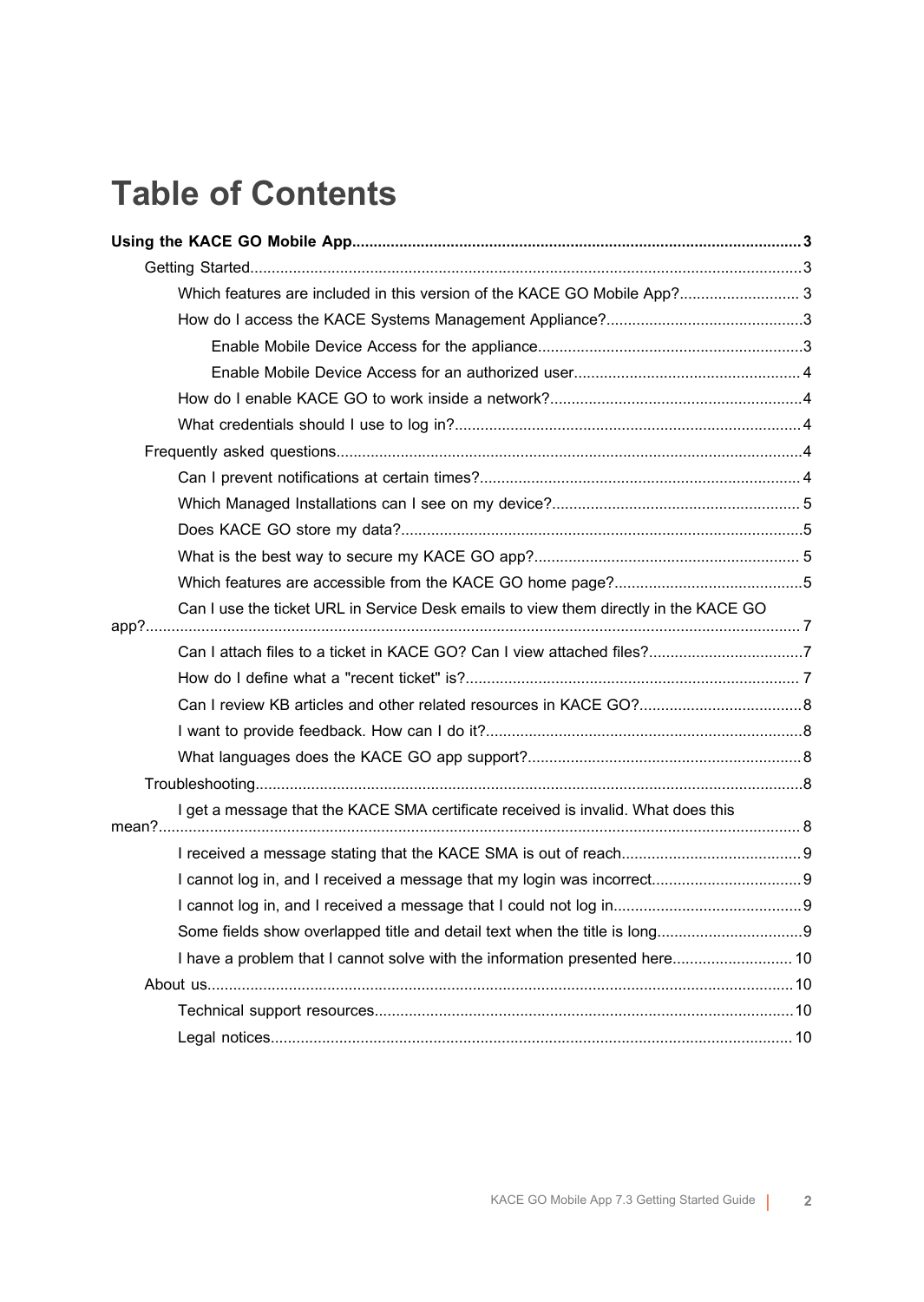# Table of Contents

**Using the KACE GO Mobile App....................................................................................................3**

- Getting Started...........................................................................................................................3
  - Which features are included in this version of the KACE GO Mobile App?............................ 3
  - How do I access the KACE Systems Management Appliance?..............................................3
    - Enable Mobile Device Access for the appliance.............................................................3
    - Enable Mobile Device Access for an authorized user....................................................4
  - How do I enable KACE GO to work inside a network?...........................................................4
  - What credentials should I use to log in?..................................................................................4
- Frequently asked questions.........................................................................................................4
  - Can I prevent notifications at certain times?...........................................................................4
  - Which Managed Installations can I see on my device?.......................................................... 5
  - Does KACE GO store my data?..............................................................................................5
  - What is the best way to secure my KACE GO app?.............................................................. 5
  - Which features are accessible from the KACE GO home page?............................................5
  - Can I use the ticket URL in Service Desk emails to view them directly in the KACE GO app?..........................................................................................................................................7
  - Can I attach files to a ticket in KACE GO? Can I view attached files?....................................7
  - How do I define what a "recent ticket" is?.............................................................................. 7
  - Can I review KB articles and other related resources in KACE GO?......................................8
  - I want to provide feedback. How can I do it?..........................................................................8
  - What languages does the KACE GO app support?................................................................8
- Troubleshooting..........................................................................................................................8
  - I get a message that the KACE SMA certificate received is invalid. What does this mean?..................................................................................................................................... 8
  - I received a message stating that the KACE SMA is out of reach...........................................9
  - I cannot log in, and I received a message that my login was incorrect...................................9
  - I cannot log in, and I received a message that I could not log in............................................9
  - Some fields show overlapped title and detail text when the title is long..................................9
  - I have a problem that I cannot solve with the information presented here............................ 10
- About us....................................................................................................................................10
  - Technical support resources..................................................................................................10
  - Legal notices.........................................................................................................................10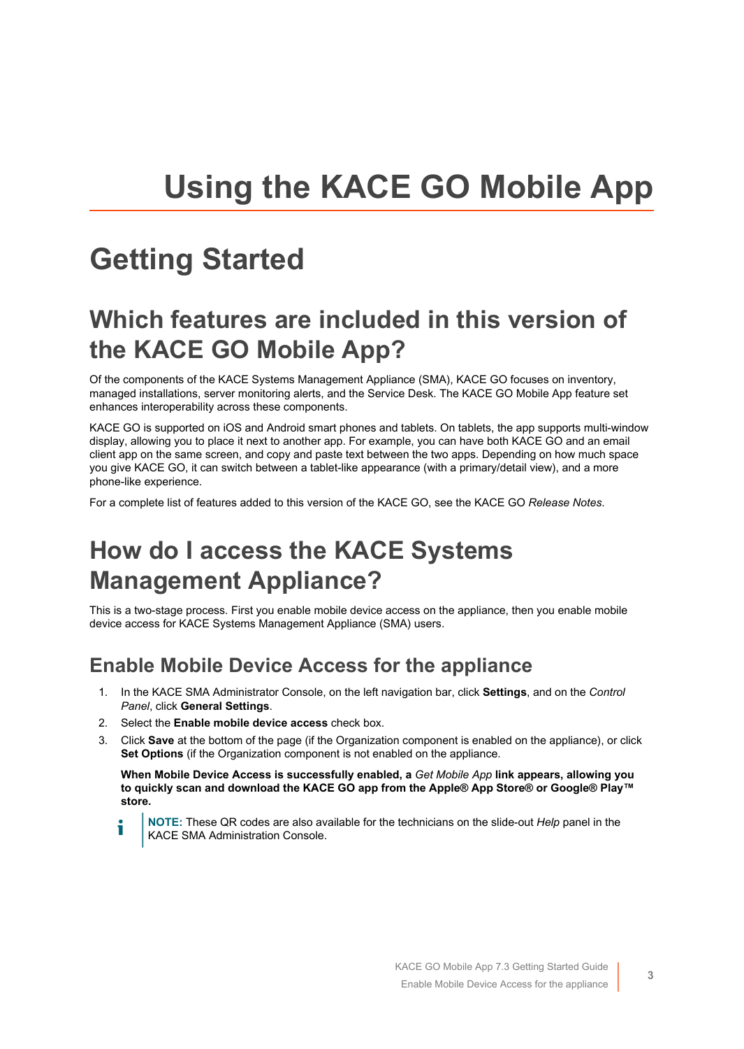# Using the KACE GO Mobile App

## Getting Started

### Which features are included in this version of the KACE GO Mobile App?

Of the components of the KACE Systems Management Appliance (SMA), KACE GO focuses on inventory, managed installations, server monitoring alerts, and the Service Desk. The KACE GO Mobile App feature set enhances interoperability across these components.

KACE GO is supported on iOS and Android smart phones and tablets. On tablets, the app supports multi-window display, allowing you to place it next to another app. For example, you can have both KACE GO and an email client app on the same screen, and copy and paste text between the two apps. Depending on how much space you give KACE GO, it can switch between a tablet-like appearance (with a primary/detail view), and a more phone-like experience.

For a complete list of features added to this version of the KACE GO, see the KACE GO *Release Notes*.

### How do I access the KACE Systems Management Appliance?

This is a two-stage process. First you enable mobile device access on the appliance, then you enable mobile device access for KACE Systems Management Appliance (SMA) users.

#### Enable Mobile Device Access for the appliance

1. In the KACE SMA Administrator Console, on the left navigation bar, click **Settings**, and on the *Control Panel*, click **General Settings**.
2. Select the **Enable mobile device access** check box.
3. Click **Save** at the bottom of the page (if the Organization component is enabled on the appliance), or click **Set Options** (if the Organization component is not enabled on the appliance.

   **When Mobile Device Access is successfully enabled, a** *Get Mobile App* **link appears, allowing you to quickly scan and download the KACE GO app from the Apple® App Store® or Google® Play™ store.**

   **NOTE:** These QR codes are also available for the technicians on the slide-out *Help* panel in the KACE SMA Administration Console.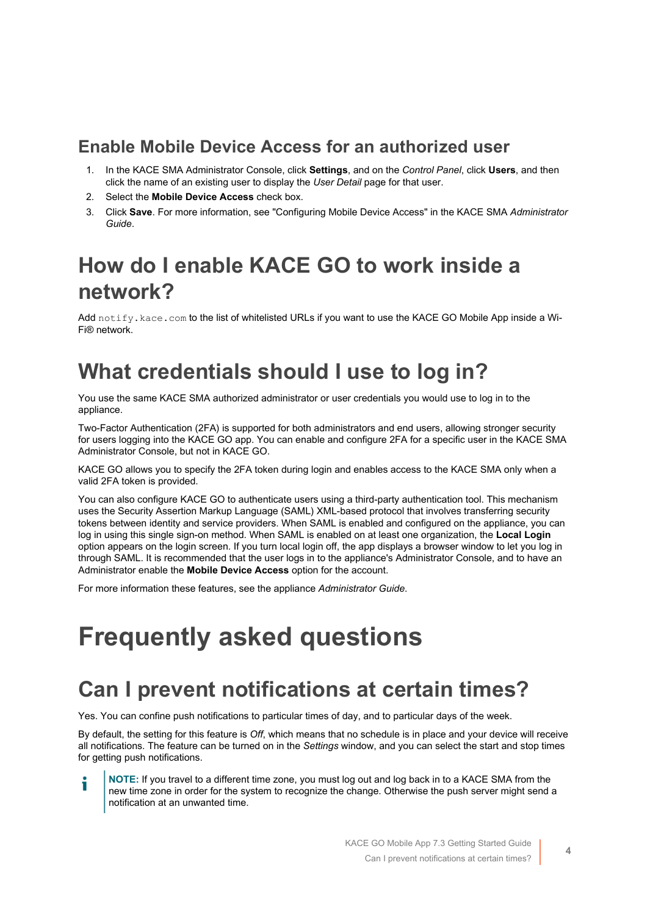## Enable Mobile Device Access for an authorized user

1. In the KACE SMA Administrator Console, click **Settings**, and on the *Control Panel*, click **Users**, and then click the name of an existing user to display the *User Detail* page for that user.
2. Select the **Mobile Device Access** check box.
3. Click **Save**. For more information, see "Configuring Mobile Device Access" in the KACE SMA *Administrator Guide*.

# How do I enable KACE GO to work inside a network?

Add `notify.kace.com` to the list of whitelisted URLs if you want to use the KACE GO Mobile App inside a Wi-Fi® network.

# What credentials should I use to log in?

You use the same KACE SMA authorized administrator or user credentials you would use to log in to the appliance.

Two-Factor Authentication (2FA) is supported for both administrators and end users, allowing stronger security for users logging into the KACE GO app. You can enable and configure 2FA for a specific user in the KACE SMA Administrator Console, but not in KACE GO.

KACE GO allows you to specify the 2FA token during login and enables access to the KACE SMA only when a valid 2FA token is provided.

You can also configure KACE GO to authenticate users using a third-party authentication tool. This mechanism uses the Security Assertion Markup Language (SAML) XML-based protocol that involves transferring security tokens between identity and service providers. When SAML is enabled and configured on the appliance, you can log in using this single sign-on method. When SAML is enabled on at least one organization, the **Local Login** option appears on the login screen. If you turn local login off, the app displays a browser window to let you log in through SAML. It is recommended that the user logs in to the appliance's Administrator Console, and to have an Administrator enable the **Mobile Device Access** option for the account.

For more information these features, see the appliance *Administrator Guide*.

# Frequently asked questions

# Can I prevent notifications at certain times?

Yes. You can confine push notifications to particular times of day, and to particular days of the week.

By default, the setting for this feature is *Off*, which means that no schedule is in place and your device will receive all notifications. The feature can be turned on in the *Settings* window, and you can select the start and stop times for getting push notifications.

**NOTE:** If you travel to a different time zone, you must log out and log back in to a KACE SMA from the new time zone in order for the system to recognize the change. Otherwise the push server might send a notification at an unwanted time.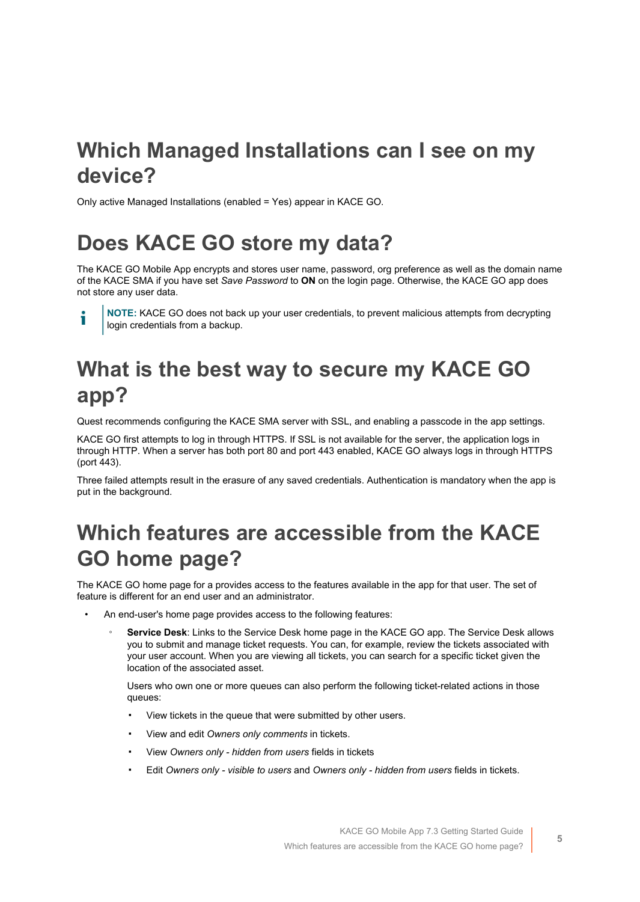# Which Managed Installations can I see on my device?

Only active Managed Installations (enabled = Yes) appear in KACE GO.

# Does KACE GO store my data?

The KACE GO Mobile App encrypts and stores user name, password, org preference as well as the domain name of the KACE SMA if you have set *Save Password* to **ON** on the login page. Otherwise, the KACE GO app does not store any user data.

> **NOTE:** KACE GO does not back up your user credentials, to prevent malicious attempts from decrypting login credentials from a backup.

# What is the best way to secure my KACE GO app?

Quest recommends configuring the KACE SMA server with SSL, and enabling a passcode in the app settings.

KACE GO first attempts to log in through HTTPS. If SSL is not available for the server, the application logs in through HTTP. When a server has both port 80 and port 443 enabled, KACE GO always logs in through HTTPS (port 443).

Three failed attempts result in the erasure of any saved credentials. Authentication is mandatory when the app is put in the background.

# Which features are accessible from the KACE GO home page?

The KACE GO home page for a provides access to the features available in the app for that user. The set of feature is different for an end user and an administrator.

- An end-user's home page provides access to the following features:
  - **Service Desk**: Links to the Service Desk home page in the KACE GO app. The Service Desk allows you to submit and manage ticket requests. You can, for example, review the tickets associated with your user account. When you are viewing all tickets, you can search for a specific ticket given the location of the associated asset.

    Users who own one or more queues can also perform the following ticket-related actions in those queues:

    - View tickets in the queue that were submitted by other users.
    - View and edit *Owners only comments* in tickets.
    - View *Owners only - hidden from users* fields in tickets
    - Edit *Owners only - visible to users* and *Owners only - hidden from users* fields in tickets.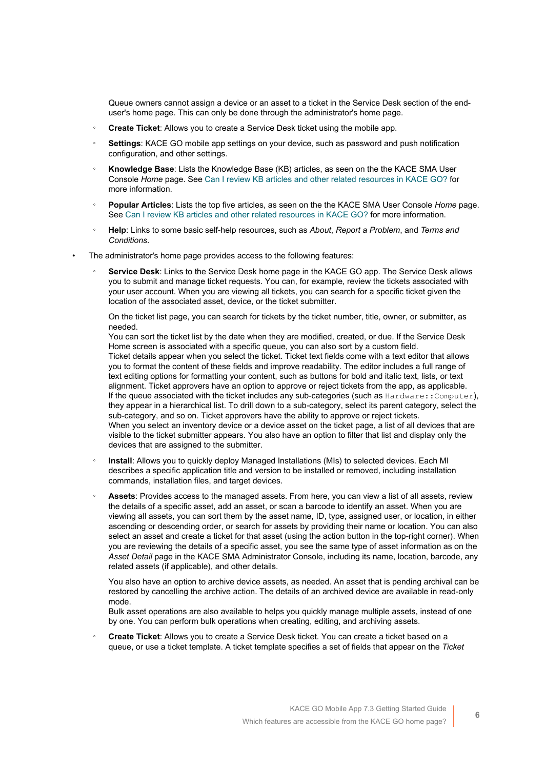Queue owners cannot assign a device or an asset to a ticket in the Service Desk section of the end-user's home page. This can only be done through the administrator's home page.

  - **Create Ticket**: Allows you to create a Service Desk ticket using the mobile app.
  - **Settings**: KACE GO mobile app settings on your device, such as password and push notification configuration, and other settings.
  - **Knowledge Base**: Lists the Knowledge Base (KB) articles, as seen on the the KACE SMA User Console *Home* page. See Can I review KB articles and other related resources in KACE GO? for more information.
  - **Popular Articles**: Lists the top five articles, as seen on the the KACE SMA User Console *Home* page. See Can I review KB articles and other related resources in KACE GO? for more information.
  - **Help**: Links to some basic self-help resources, such as *About*, *Report a Problem*, and *Terms and Conditions*.

- The administrator's home page provides access to the following features:
  - **Service Desk**: Links to the Service Desk home page in the KACE GO app. The Service Desk allows you to submit and manage ticket requests. You can, for example, review the tickets associated with your user account. When you are viewing all tickets, you can search for a specific ticket given the location of the associated asset, device, or the ticket submitter.

    On the ticket list page, you can search for tickets by the ticket number, title, owner, or submitter, as needed.
    You can sort the ticket list by the date when they are modified, created, or due. If the Service Desk Home screen is associated with a specific queue, you can also sort by a custom field.
    Ticket details appear when you select the ticket. Ticket text fields come with a text editor that allows you to format the content of these fields and improve readability. The editor includes a full range of text editing options for formatting your content, such as buttons for bold and italic text, lists, or text alignment. Ticket approvers have an option to approve or reject tickets from the app, as applicable.
    If the queue associated with the ticket includes any sub-categories (such as `Hardware::Computer`), they appear in a hierarchical list. To drill down to a sub-category, select its parent category, select the sub-category, and so on. Ticket approvers have the ability to approve or reject tickets.
    When you select an inventory device or a device asset on the ticket page, a list of all devices that are visible to the ticket submitter appears. You also have an option to filter that list and display only the devices that are assigned to the submitter.

  - **Install**: Allows you to quickly deploy Managed Installations (MIs) to selected devices. Each MI describes a specific application title and version to be installed or removed, including installation commands, installation files, and target devices.
  - **Assets**: Provides access to the managed assets. From here, you can view a list of all assets, review the details of a specific asset, add an asset, or scan a barcode to identify an asset. When you are viewing all assets, you can sort them by the asset name, ID, type, assigned user, or location, in either ascending or descending order, or search for assets by providing their name or location. You can also select an asset and create a ticket for that asset (using the action button in the top-right corner). When you are reviewing the details of a specific asset, you see the same type of asset information as on the *Asset Detail* page in the KACE SMA Administrator Console, including its name, location, barcode, any related assets (if applicable), and other details.

    You also have an option to archive device assets, as needed. An asset that is pending archival can be restored by cancelling the archive action. The details of an archived device are available in read-only mode.
    Bulk asset operations are also available to helps you quickly manage multiple assets, instead of one by one. You can perform bulk operations when creating, editing, and archiving assets.

  - **Create Ticket**: Allows you to create a Service Desk ticket. You can create a ticket based on a queue, or use a ticket template. A ticket template specifies a set of fields that appear on the *Ticket*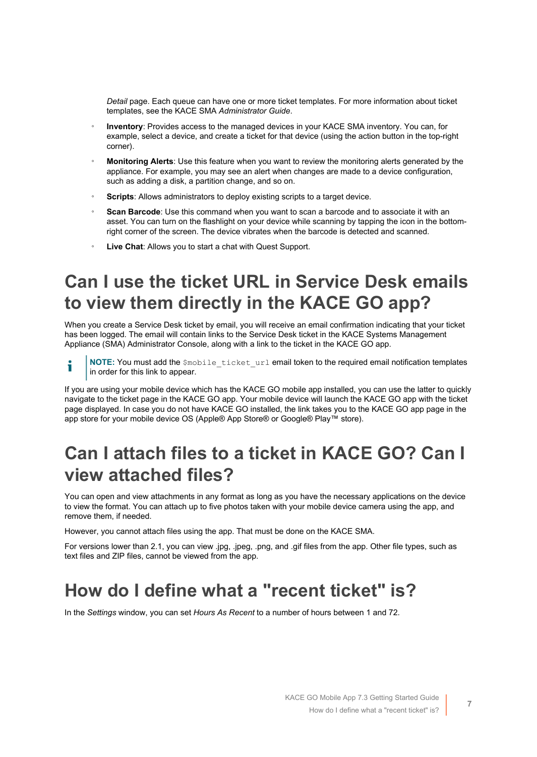*Detail* page. Each queue can have one or more ticket templates. For more information about ticket templates, see the KACE SMA *Administrator Guide*.

- **Inventory**: Provides access to the managed devices in your KACE SMA inventory. You can, for example, select a device, and create a ticket for that device (using the action button in the top-right corner).
- **Monitoring Alerts**: Use this feature when you want to review the monitoring alerts generated by the appliance. For example, you may see an alert when changes are made to a device configuration, such as adding a disk, a partition change, and so on.
- **Scripts**: Allows administrators to deploy existing scripts to a target device.
- **Scan Barcode**: Use this command when you want to scan a barcode and to associate it with an asset. You can turn on the flashlight on your device while scanning by tapping the icon in the bottom-right corner of the screen. The device vibrates when the barcode is detected and scanned.
- **Live Chat**: Allows you to start a chat with Quest Support.

# Can I use the ticket URL in Service Desk emails to view them directly in the KACE GO app?

When you create a Service Desk ticket by email, you will receive an email confirmation indicating that your ticket has been logged. The email will contain links to the Service Desk ticket in the KACE Systems Management Appliance (SMA) Administrator Console, along with a link to the ticket in the KACE GO app.

> **NOTE:** You must add the `$mobile_ticket_url` email token to the required email notification templates in order for this link to appear.

If you are using your mobile device which has the KACE GO mobile app installed, you can use the latter to quickly navigate to the ticket page in the KACE GO app. Your mobile device will launch the KACE GO app with the ticket page displayed. In case you do not have KACE GO installed, the link takes you to the KACE GO app page in the app store for your mobile device OS (Apple® App Store® or Google® Play™ store).

# Can I attach files to a ticket in KACE GO? Can I view attached files?

You can open and view attachments in any format as long as you have the necessary applications on the device to view the format. You can attach up to five photos taken with your mobile device camera using the app, and remove them, if needed.

However, you cannot attach files using the app. That must be done on the KACE SMA.

For versions lower than 2.1, you can view .jpg, .jpeg, .png, and .gif files from the app. Other file types, such as text files and ZIP files, cannot be viewed from the app.

# How do I define what a "recent ticket" is?

In the *Settings* window, you can set *Hours As Recent* to a number of hours between 1 and 72.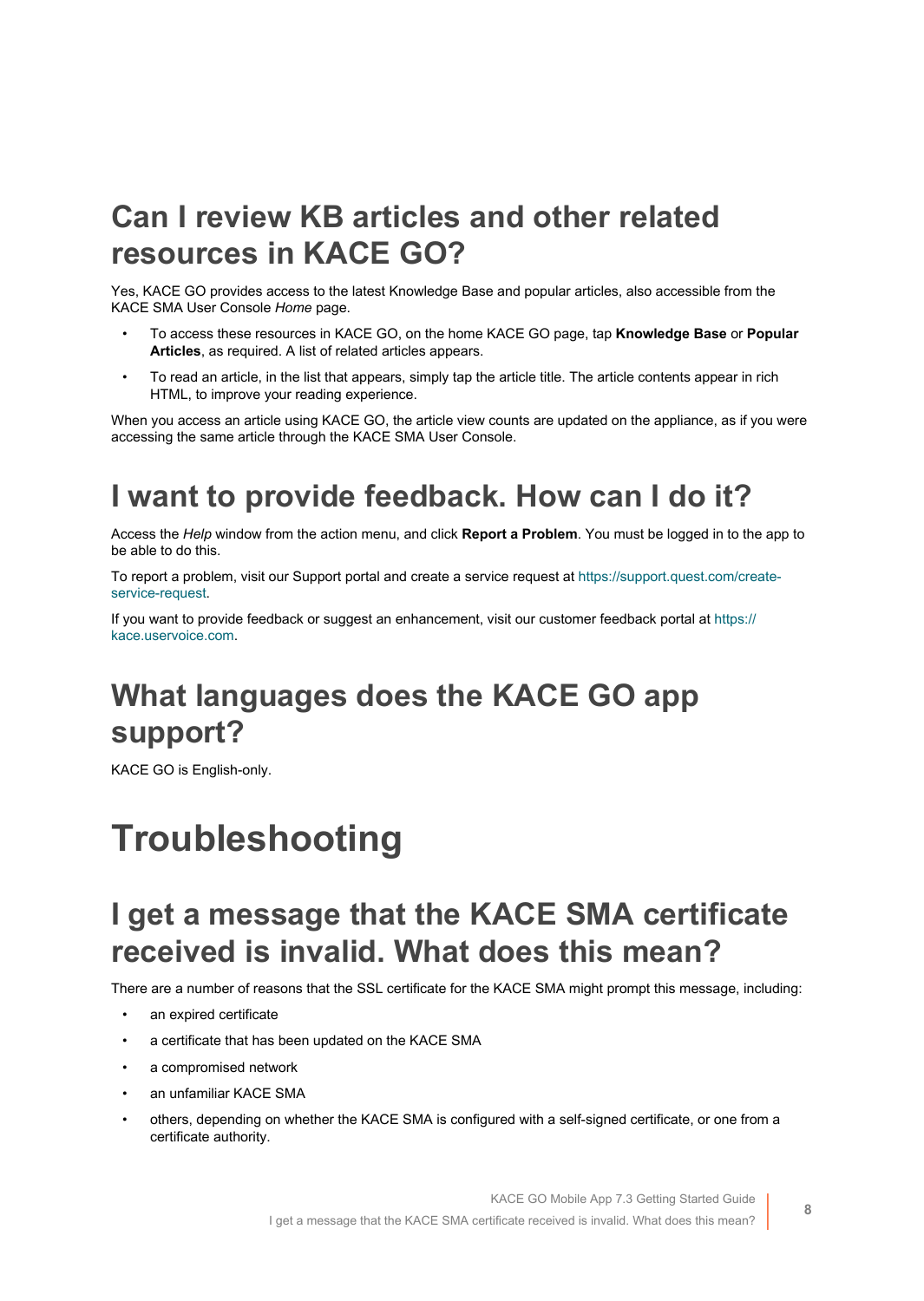## Can I review KB articles and other related resources in KACE GO?

Yes, KACE GO provides access to the latest Knowledge Base and popular articles, also accessible from the KACE SMA User Console *Home* page.

- To access these resources in KACE GO, on the home KACE GO page, tap **Knowledge Base** or **Popular Articles**, as required. A list of related articles appears.
- To read an article, in the list that appears, simply tap the article title. The article contents appear in rich HTML, to improve your reading experience.

When you access an article using KACE GO, the article view counts are updated on the appliance, as if you were accessing the same article through the KACE SMA User Console.

## I want to provide feedback. How can I do it?

Access the *Help* window from the action menu, and click **Report a Problem**. You must be logged in to the app to be able to do this.

To report a problem, visit our Support portal and create a service request at https://support.quest.com/create-service-request.

If you want to provide feedback or suggest an enhancement, visit our customer feedback portal at https://kace.uservoice.com.

## What languages does the KACE GO app support?

KACE GO is English-only.

# Troubleshooting

## I get a message that the KACE SMA certificate received is invalid. What does this mean?

There are a number of reasons that the SSL certificate for the KACE SMA might prompt this message, including:

- an expired certificate
- a certificate that has been updated on the KACE SMA
- a compromised network
- an unfamiliar KACE SMA
- others, depending on whether the KACE SMA is configured with a self-signed certificate, or one from a certificate authority.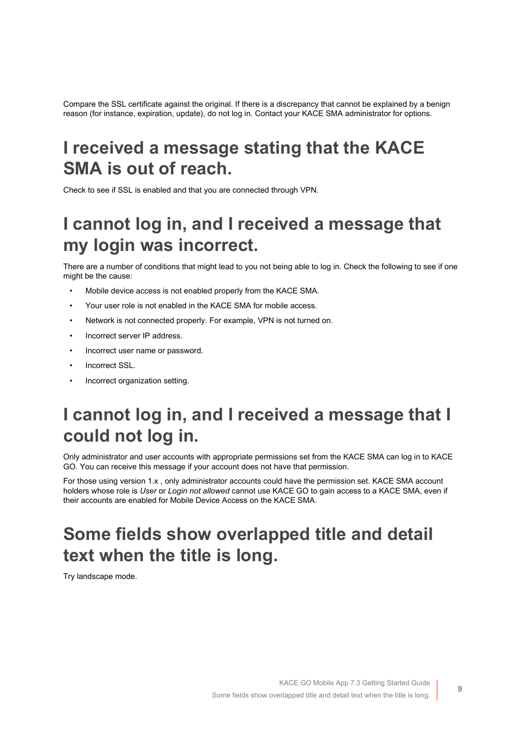Compare the SSL certificate against the original. If there is a discrepancy that cannot be explained by a benign reason (for instance, expiration, update), do not log in. Contact your KACE SMA administrator for options.

# I received a message stating that the KACE SMA is out of reach.

Check to see if SSL is enabled and that you are connected through VPN.

# I cannot log in, and I received a message that my login was incorrect.

There are a number of conditions that might lead to you not being able to log in. Check the following to see if one might be the cause:

- Mobile device access is not enabled properly from the KACE SMA.
- Your user role is not enabled in the KACE SMA for mobile access.
- Network is not connected properly. For example, VPN is not turned on.
- Incorrect server IP address.
- Incorrect user name or password.
- Incorrect SSL.
- Incorrect organization setting.

# I cannot log in, and I received a message that I could not log in.

Only administrator and user accounts with appropriate permissions set from the KACE SMA can log in to KACE GO. You can receive this message if your account does not have that permission.

For those using version 1.x , only administrator accounts could have the permission set. KACE SMA account holders whose role is *User* or *Login not allowed* cannot use KACE GO to gain access to a KACE SMA, even if their accounts are enabled for Mobile Device Access on the KACE SMA.

# Some fields show overlapped title and detail text when the title is long.

Try landscape mode.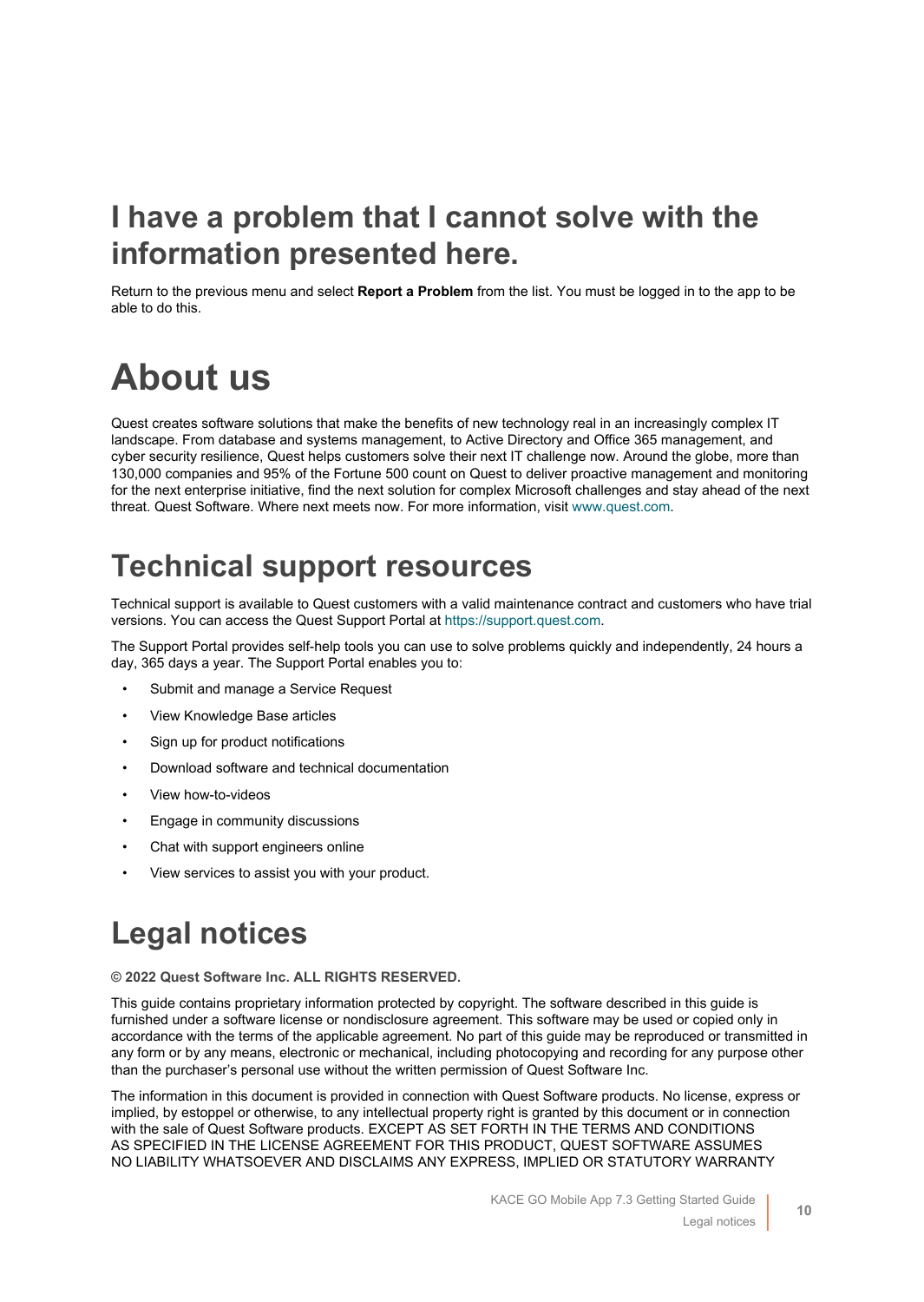## I have a problem that I cannot solve with the information presented here.

Return to the previous menu and select **Report a Problem** from the list. You must be logged in to the app to be able to do this.

# About us

Quest creates software solutions that make the benefits of new technology real in an increasingly complex IT landscape. From database and systems management, to Active Directory and Office 365 management, and cyber security resilience, Quest helps customers solve their next IT challenge now. Around the globe, more than 130,000 companies and 95% of the Fortune 500 count on Quest to deliver proactive management and monitoring for the next enterprise initiative, find the next solution for complex Microsoft challenges and stay ahead of the next threat. Quest Software. Where next meets now. For more information, visit www.quest.com.

## Technical support resources

Technical support is available to Quest customers with a valid maintenance contract and customers who have trial versions. You can access the Quest Support Portal at https://support.quest.com.

The Support Portal provides self-help tools you can use to solve problems quickly and independently, 24 hours a day, 365 days a year. The Support Portal enables you to:

- Submit and manage a Service Request
- View Knowledge Base articles
- Sign up for product notifications
- Download software and technical documentation
- View how-to-videos
- Engage in community discussions
- Chat with support engineers online
- View services to assist you with your product.

## Legal notices

**© 2022 Quest Software Inc. ALL RIGHTS RESERVED.**

This guide contains proprietary information protected by copyright. The software described in this guide is furnished under a software license or nondisclosure agreement. This software may be used or copied only in accordance with the terms of the applicable agreement. No part of this guide may be reproduced or transmitted in any form or by any means, electronic or mechanical, including photocopying and recording for any purpose other than the purchaser's personal use without the written permission of Quest Software Inc.

The information in this document is provided in connection with Quest Software products. No license, express or implied, by estoppel or otherwise, to any intellectual property right is granted by this document or in connection with the sale of Quest Software products. EXCEPT AS SET FORTH IN THE TERMS AND CONDITIONS AS SPECIFIED IN THE LICENSE AGREEMENT FOR THIS PRODUCT, QUEST SOFTWARE ASSUMES NO LIABILITY WHATSOEVER AND DISCLAIMS ANY EXPRESS, IMPLIED OR STATUTORY WARRANTY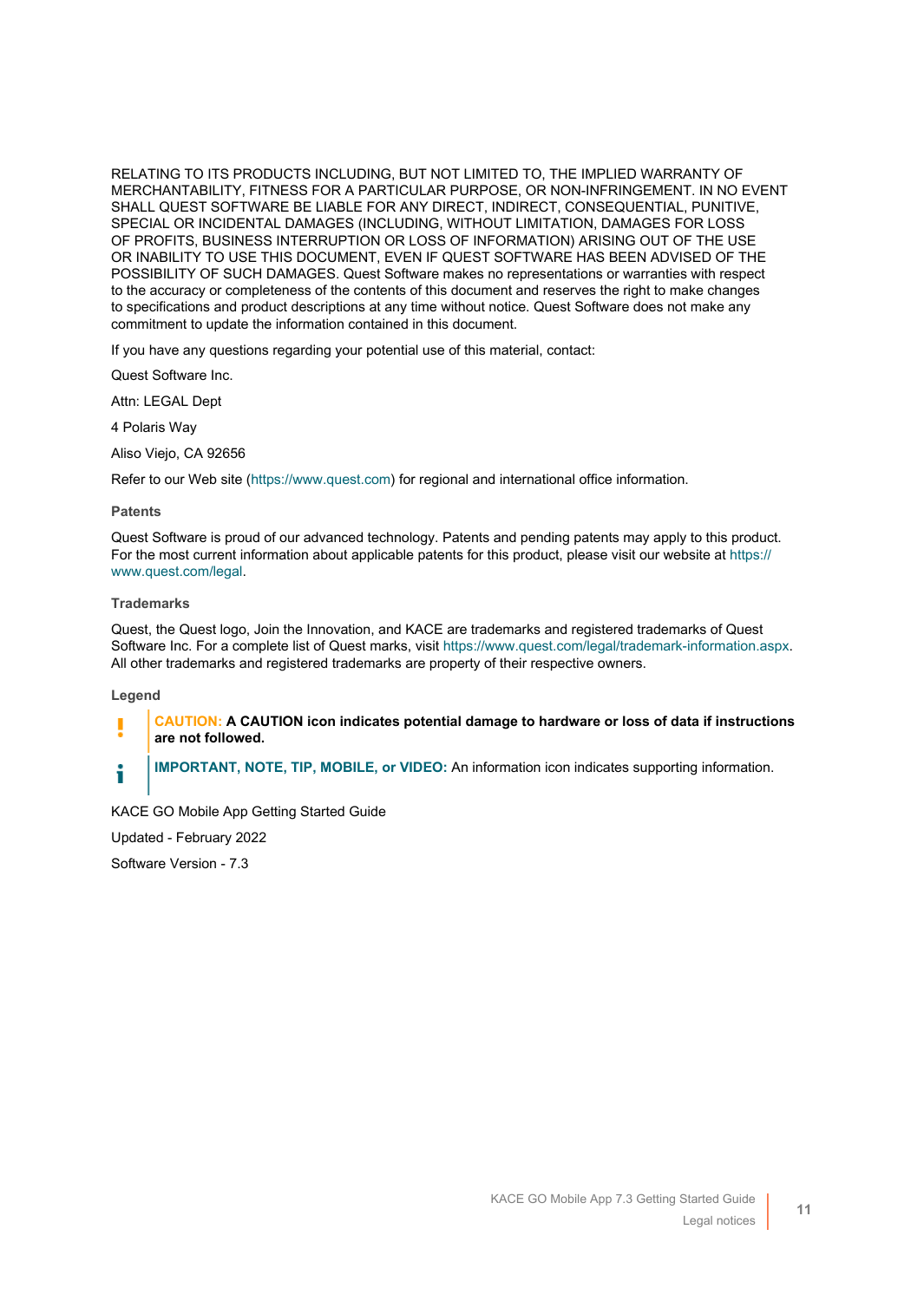RELATING TO ITS PRODUCTS INCLUDING, BUT NOT LIMITED TO, THE IMPLIED WARRANTY OF MERCHANTABILITY, FITNESS FOR A PARTICULAR PURPOSE, OR NON-INFRINGEMENT. IN NO EVENT SHALL QUEST SOFTWARE BE LIABLE FOR ANY DIRECT, INDIRECT, CONSEQUENTIAL, PUNITIVE, SPECIAL OR INCIDENTAL DAMAGES (INCLUDING, WITHOUT LIMITATION, DAMAGES FOR LOSS OF PROFITS, BUSINESS INTERRUPTION OR LOSS OF INFORMATION) ARISING OUT OF THE USE OR INABILITY TO USE THIS DOCUMENT, EVEN IF QUEST SOFTWARE HAS BEEN ADVISED OF THE POSSIBILITY OF SUCH DAMAGES. Quest Software makes no representations or warranties with respect to the accuracy or completeness of the contents of this document and reserves the right to make changes to specifications and product descriptions at any time without notice. Quest Software does not make any commitment to update the information contained in this document.

If you have any questions regarding your potential use of this material, contact:

Quest Software Inc.

Attn: LEGAL Dept

4 Polaris Way

Aliso Viejo, CA 92656

Refer to our Web site (https://www.quest.com) for regional and international office information.

### Patents

Quest Software is proud of our advanced technology. Patents and pending patents may apply to this product. For the most current information about applicable patents for this product, please visit our website at https://www.quest.com/legal.

### Trademarks

Quest, the Quest logo, Join the Innovation, and KACE are trademarks and registered trademarks of Quest Software Inc. For a complete list of Quest marks, visit https://www.quest.com/legal/trademark-information.aspx. All other trademarks and registered trademarks are property of their respective owners.

### Legend

**CAUTION: A CAUTION icon indicates potential damage to hardware or loss of data if instructions are not followed.**

**IMPORTANT, NOTE, TIP, MOBILE, or VIDEO:** An information icon indicates supporting information.

KACE GO Mobile App Getting Started Guide

Updated - February 2022

Software Version - 7.3